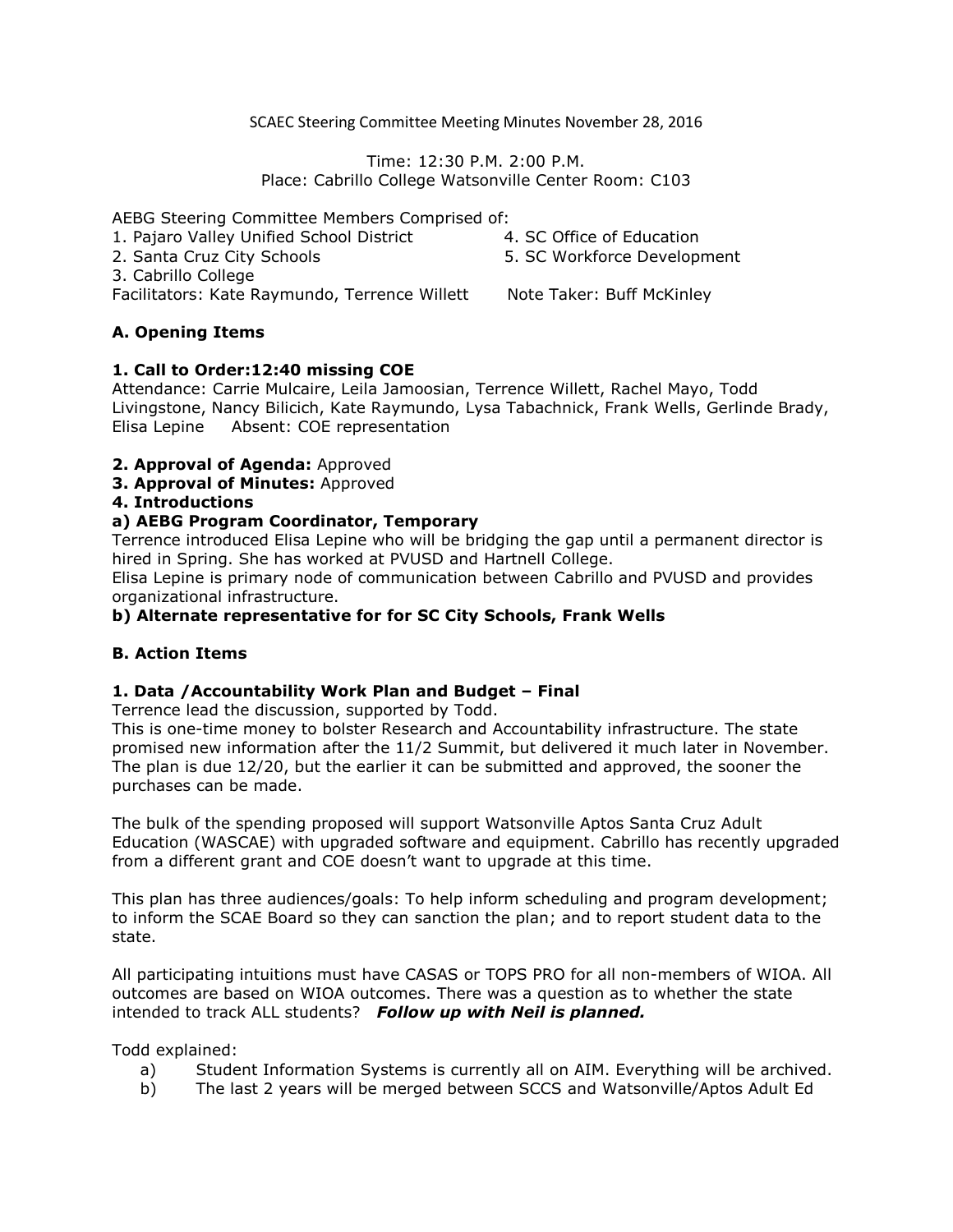SCAEC Steering Committee Meeting Minutes November 28, 2016

Time: 12:30 P.M. 2:00 P.M.
Place: Cabrillo College Watsonville Center Room: C103

AEBG Steering Committee Members Comprised of:

1. Pajaro Valley Unified School District
2. Santa Cruz City Schools
3. Cabrillo College
4. SC Office of Education
5. SC Workforce Development

Facilitators: Kate Raymundo, Terrence Willett    Note Taker: Buff McKinley

## A. Opening Items

### 1. Call to Order:12:40 missing COE

Attendance: Carrie Mulcaire, Leila Jamoosian, Terrence Willett, Rachel Mayo, Todd Livingstone, Nancy Bilicich, Kate Raymundo, Lysa Tabachnick, Frank Wells, Gerlinde Brady, Elisa Lepine    Absent: COE representation

**2. Approval of Agenda:** Approved

**3. Approval of Minutes:** Approved

**4. Introductions**

**a) AEBG Program Coordinator, Temporary**

Terrence introduced Elisa Lepine who will be bridging the gap until a permanent director is hired in Spring. She has worked at PVUSD and Hartnell College.
Elisa Lepine is primary node of communication between Cabrillo and PVUSD and provides organizational infrastructure.

**b) Alternate representative for for SC City Schools, Frank Wells**

## B. Action Items

### 1. Data /Accountability Work Plan and Budget – Final

Terrence lead the discussion, supported by Todd.
This is one-time money to bolster Research and Accountability infrastructure. The state promised new information after the 11/2 Summit, but delivered it much later in November. The plan is due 12/20, but the earlier it can be submitted and approved, the sooner the purchases can be made.

The bulk of the spending proposed will support Watsonville Aptos Santa Cruz Adult Education (WASCAE) with upgraded software and equipment. Cabrillo has recently upgraded from a different grant and COE doesn't want to upgrade at this time.

This plan has three audiences/goals: To help inform scheduling and program development; to inform the SCAE Board so they can sanction the plan; and to report student data to the state.

All participating intuitions must have CASAS or TOPS PRO for all non-members of WIOA. All outcomes are based on WIOA outcomes. There was a question as to whether the state intended to track ALL students? ***Follow up with Neil is planned.***

Todd explained:

a) Student Information Systems is currently all on AIM. Everything will be archived.
b) The last 2 years will be merged between SCCS and Watsonville/Aptos Adult Ed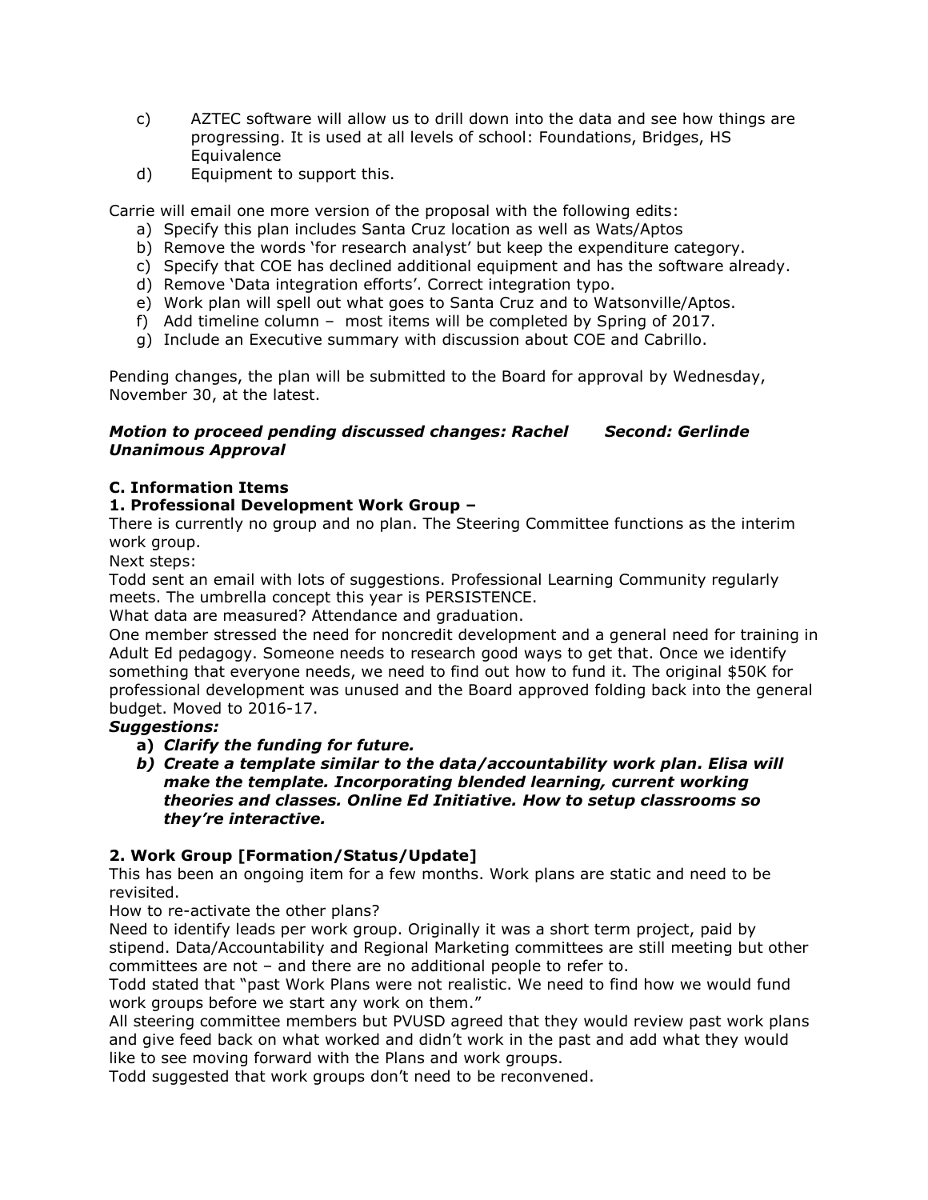c) AZTEC software will allow us to drill down into the data and see how things are progressing. It is used at all levels of school: Foundations, Bridges, HS Equivalence

d) Equipment to support this.

Carrie will email one more version of the proposal with the following edits:

a) Specify this plan includes Santa Cruz location as well as Wats/Aptos
b) Remove the words 'for research analyst' but keep the expenditure category.
c) Specify that COE has declined additional equipment and has the software already.
d) Remove 'Data integration efforts'. Correct integration typo.
e) Work plan will spell out what goes to Santa Cruz and to Watsonville/Aptos.
f) Add timeline column – most items will be completed by Spring of 2017.
g) Include an Executive summary with discussion about COE and Cabrillo.

Pending changes, the plan will be submitted to the Board for approval by Wednesday, November 30, at the latest.

***Motion to proceed pending discussed changes: Rachel Second: Gerlinde Unanimous Approval***

**C. Information Items**

**1. Professional Development Work Group –**

There is currently no group and no plan. The Steering Committee functions as the interim work group.

Next steps:

Todd sent an email with lots of suggestions. Professional Learning Community regularly meets. The umbrella concept this year is PERSISTENCE.

What data are measured? Attendance and graduation.

One member stressed the need for noncredit development and a general need for training in Adult Ed pedagogy. Someone needs to research good ways to get that. Once we identify something that everyone needs, we need to find out how to fund it. The original $50K for professional development was unused and the Board approved folding back into the general budget. Moved to 2016-17.

***Suggestions:***

a) ***Clarify the funding for future.***
b) ***Create a template similar to the data/accountability work plan. Elisa will make the template. Incorporating blended learning, current working theories and classes. Online Ed Initiative. How to setup classrooms so they're interactive.***

**2. Work Group [Formation/Status/Update]**

This has been an ongoing item for a few months. Work plans are static and need to be revisited.

How to re-activate the other plans?

Need to identify leads per work group. Originally it was a short term project, paid by stipend. Data/Accountability and Regional Marketing committees are still meeting but other committees are not – and there are no additional people to refer to.

Todd stated that "past Work Plans were not realistic. We need to find how we would fund work groups before we start any work on them."

All steering committee members but PVUSD agreed that they would review past work plans and give feed back on what worked and didn't work in the past and add what they would like to see moving forward with the Plans and work groups.

Todd suggested that work groups don't need to be reconvened.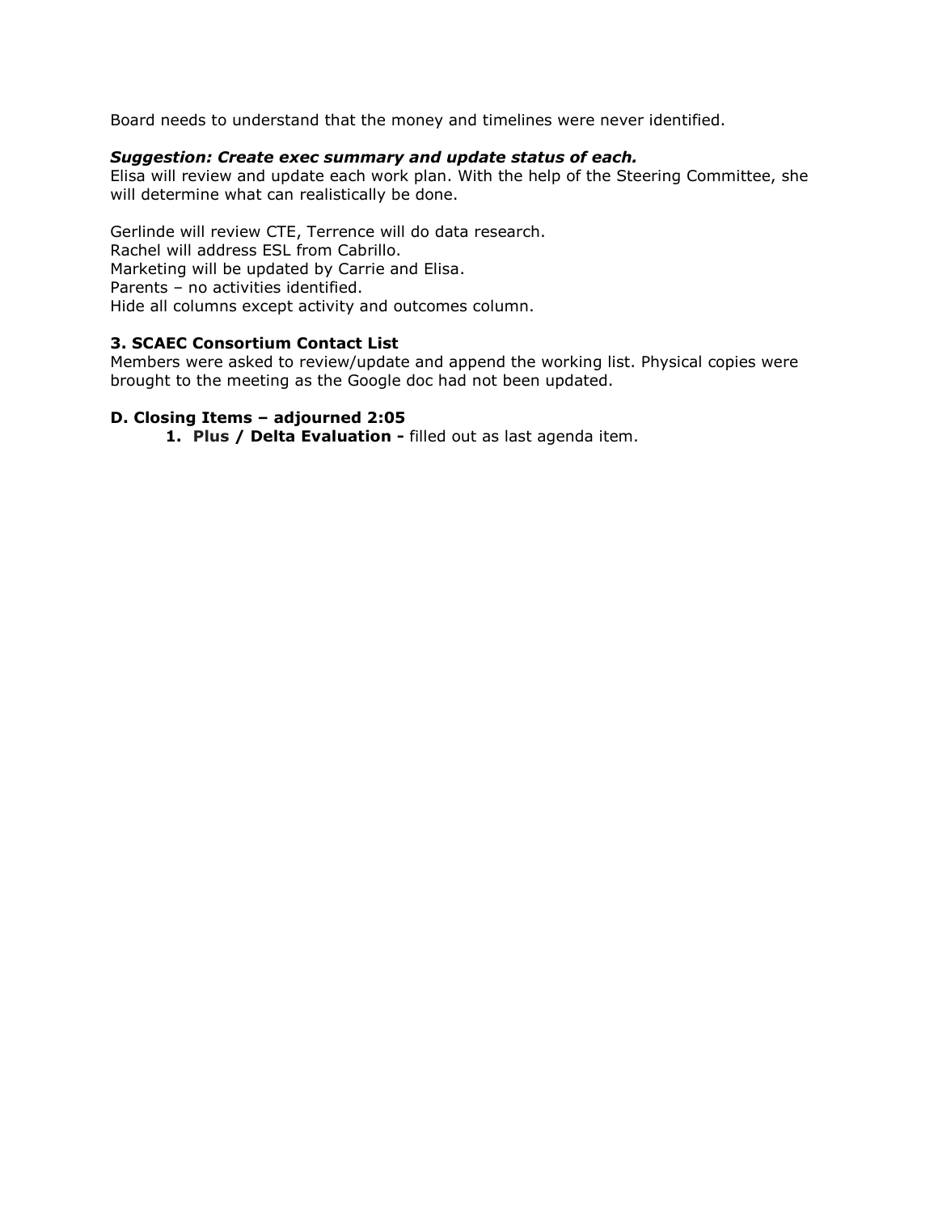Board needs to understand that the money and timelines were never identified.

***Suggestion: Create exec summary and update status of each.***
Elisa will review and update each work plan. With the help of the Steering Committee, she will determine what can realistically be done.

Gerlinde will review CTE, Terrence will do data research.
Rachel will address ESL from Cabrillo.
Marketing will be updated by Carrie and Elisa.
Parents – no activities identified.
Hide all columns except activity and outcomes column.

**3. SCAEC Consortium Contact List**
Members were asked to review/update and append the working list. Physical copies were brought to the meeting as the Google doc had not been updated.

**D. Closing Items – adjourned 2:05**

1. **Plus / Delta Evaluation -** filled out as last agenda item.